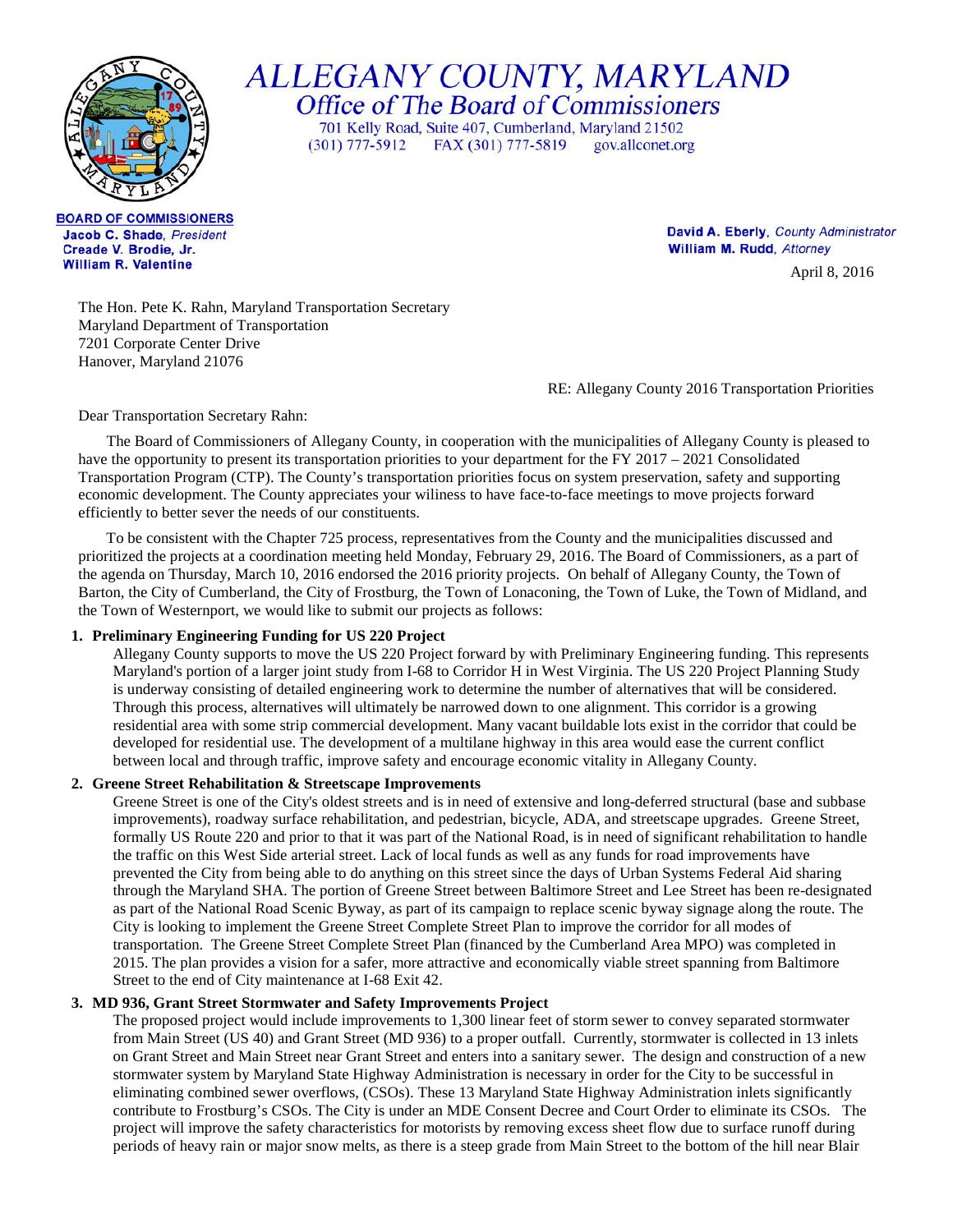# ALLEGANY COUNTY, MARYLAND

## Office of The Board of Commissioners

701 Kelly Road, Suite 407, Cumberland, Maryland 21502
(301) 777-5912 FAX (301) 777-5819 gov.allconet.org

**BOARD OF COMMISSIONERS**
**Jacob C. Shade**, *President*
**Creade V. Brodie, Jr.**
**William R. Valentine**

**David A. Eberly**, *County Administrator*
**William M. Rudd**, *Attorney*

April 8, 2016

The Hon. Pete K. Rahn, Maryland Transportation Secretary
Maryland Department of Transportation
7201 Corporate Center Drive
Hanover, Maryland 21076

RE: Allegany County 2016 Transportation Priorities

Dear Transportation Secretary Rahn:

The Board of Commissioners of Allegany County, in cooperation with the municipalities of Allegany County is pleased to have the opportunity to present its transportation priorities to your department for the FY 2017 – 2021 Consolidated Transportation Program (CTP). The County's transportation priorities focus on system preservation, safety and supporting economic development. The County appreciates your wiliness to have face-to-face meetings to move projects forward efficiently to better sever the needs of our constituents.

To be consistent with the Chapter 725 process, representatives from the County and the municipalities discussed and prioritized the projects at a coordination meeting held Monday, February 29, 2016. The Board of Commissioners, as a part of the agenda on Thursday, March 10, 2016 endorsed the 2016 priority projects. On behalf of Allegany County, the Town of Barton, the City of Cumberland, the City of Frostburg, the Town of Lonaconing, the Town of Luke, the Town of Midland, and the Town of Westernport, we would like to submit our projects as follows:

1. **Preliminary Engineering Funding for US 220 Project**
   Allegany County supports to move the US 220 Project forward by with Preliminary Engineering funding. This represents Maryland's portion of a larger joint study from I-68 to Corridor H in West Virginia. The US 220 Project Planning Study is underway consisting of detailed engineering work to determine the number of alternatives that will be considered. Through this process, alternatives will ultimately be narrowed down to one alignment. This corridor is a growing residential area with some strip commercial development. Many vacant buildable lots exist in the corridor that could be developed for residential use. The development of a multilane highway in this area would ease the current conflict between local and through traffic, improve safety and encourage economic vitality in Allegany County.

2. **Greene Street Rehabilitation & Streetscape Improvements**
   Greene Street is one of the City's oldest streets and is in need of extensive and long-deferred structural (base and subbase improvements), roadway surface rehabilitation, and pedestrian, bicycle, ADA, and streetscape upgrades. Greene Street, formally US Route 220 and prior to that it was part of the National Road, is in need of significant rehabilitation to handle the traffic on this West Side arterial street. Lack of local funds as well as any funds for road improvements have prevented the City from being able to do anything on this street since the days of Urban Systems Federal Aid sharing through the Maryland SHA. The portion of Greene Street between Baltimore Street and Lee Street has been re-designated as part of the National Road Scenic Byway, as part of its campaign to replace scenic byway signage along the route. The City is looking to implement the Greene Street Complete Street Plan to improve the corridor for all modes of transportation. The Greene Street Complete Street Plan (financed by the Cumberland Area MPO) was completed in 2015. The plan provides a vision for a safer, more attractive and economically viable street spanning from Baltimore Street to the end of City maintenance at I-68 Exit 42.

3. **MD 936, Grant Street Stormwater and Safety Improvements Project**
   The proposed project would include improvements to 1,300 linear feet of storm sewer to convey separated stormwater from Main Street (US 40) and Grant Street (MD 936) to a proper outfall. Currently, stormwater is collected in 13 inlets on Grant Street and Main Street near Grant Street and enters into a sanitary sewer. The design and construction of a new stormwater system by Maryland State Highway Administration is necessary in order for the City to be successful in eliminating combined sewer overflows, (CSOs). These 13 Maryland State Highway Administration inlets significantly contribute to Frostburg's CSOs. The City is under an MDE Consent Decree and Court Order to eliminate its CSOs. The project will improve the safety characteristics for motorists by removing excess sheet flow due to surface runoff during periods of heavy rain or major snow melts, as there is a steep grade from Main Street to the bottom of the hill near Blair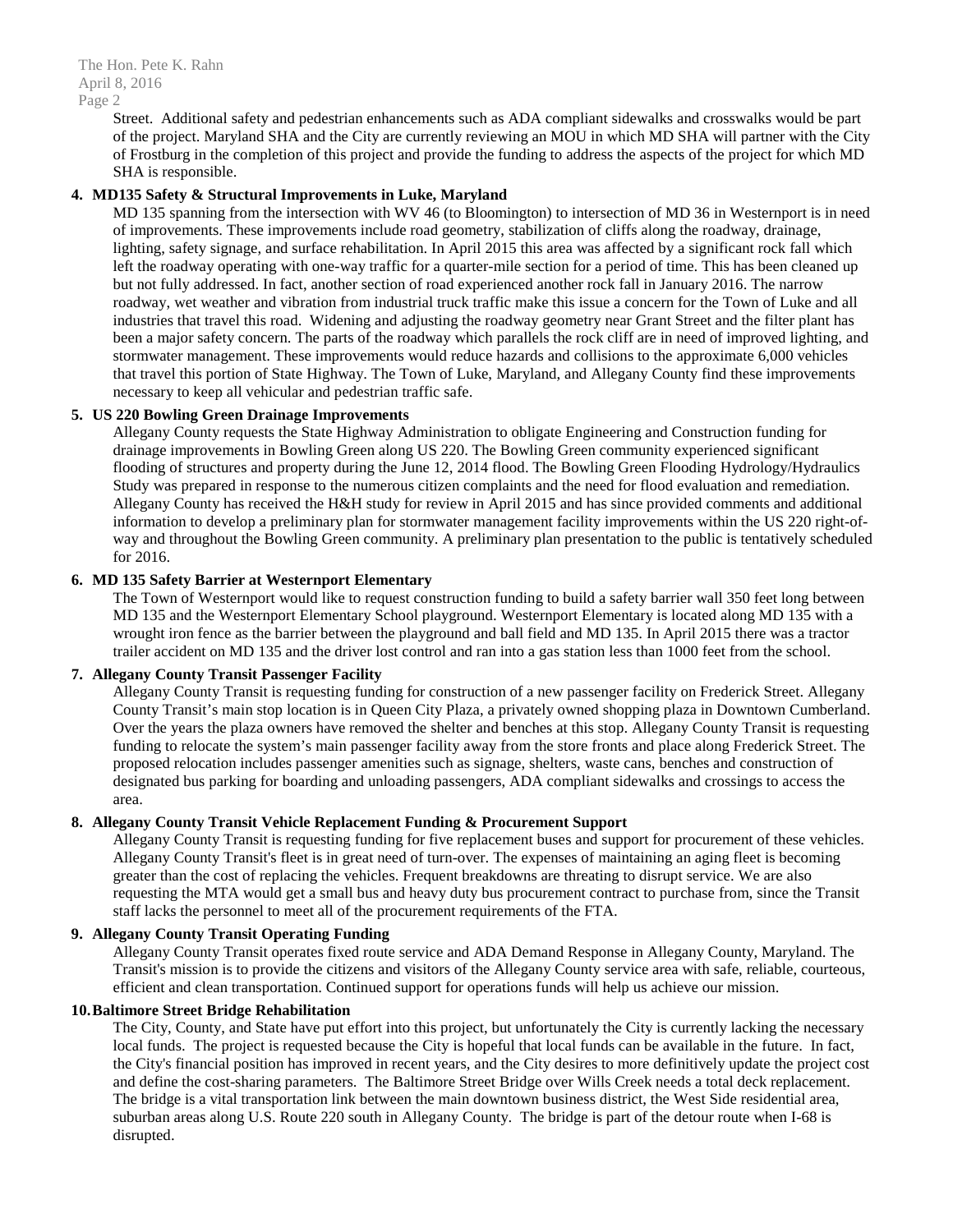Street. Additional safety and pedestrian enhancements such as ADA compliant sidewalks and crosswalks would be part of the project. Maryland SHA and the City are currently reviewing an MOU in which MD SHA will partner with the City of Frostburg in the completion of this project and provide the funding to address the aspects of the project for which MD SHA is responsible.

**4. MD135 Safety & Structural Improvements in Luke, Maryland**

MD 135 spanning from the intersection with WV 46 (to Bloomington) to intersection of MD 36 in Westernport is in need of improvements. These improvements include road geometry, stabilization of cliffs along the roadway, drainage, lighting, safety signage, and surface rehabilitation. In April 2015 this area was affected by a significant rock fall which left the roadway operating with one-way traffic for a quarter-mile section for a period of time. This has been cleaned up but not fully addressed. In fact, another section of road experienced another rock fall in January 2016. The narrow roadway, wet weather and vibration from industrial truck traffic make this issue a concern for the Town of Luke and all industries that travel this road. Widening and adjusting the roadway geometry near Grant Street and the filter plant has been a major safety concern. The parts of the roadway which parallels the rock cliff are in need of improved lighting, and stormwater management. These improvements would reduce hazards and collisions to the approximate 6,000 vehicles that travel this portion of State Highway. The Town of Luke, Maryland, and Allegany County find these improvements necessary to keep all vehicular and pedestrian traffic safe.

**5. US 220 Bowling Green Drainage Improvements**

Allegany County requests the State Highway Administration to obligate Engineering and Construction funding for drainage improvements in Bowling Green along US 220. The Bowling Green community experienced significant flooding of structures and property during the June 12, 2014 flood. The Bowling Green Flooding Hydrology/Hydraulics Study was prepared in response to the numerous citizen complaints and the need for flood evaluation and remediation. Allegany County has received the H&H study for review in April 2015 and has since provided comments and additional information to develop a preliminary plan for stormwater management facility improvements within the US 220 right-of-way and throughout the Bowling Green community. A preliminary plan presentation to the public is tentatively scheduled for 2016.

**6. MD 135 Safety Barrier at Westernport Elementary**

The Town of Westernport would like to request construction funding to build a safety barrier wall 350 feet long between MD 135 and the Westernport Elementary School playground. Westernport Elementary is located along MD 135 with a wrought iron fence as the barrier between the playground and ball field and MD 135. In April 2015 there was a tractor trailer accident on MD 135 and the driver lost control and ran into a gas station less than 1000 feet from the school.

**7. Allegany County Transit Passenger Facility**

Allegany County Transit is requesting funding for construction of a new passenger facility on Frederick Street. Allegany County Transit's main stop location is in Queen City Plaza, a privately owned shopping plaza in Downtown Cumberland. Over the years the plaza owners have removed the shelter and benches at this stop. Allegany County Transit is requesting funding to relocate the system's main passenger facility away from the store fronts and place along Frederick Street. The proposed relocation includes passenger amenities such as signage, shelters, waste cans, benches and construction of designated bus parking for boarding and unloading passengers, ADA compliant sidewalks and crossings to access the area.

**8. Allegany County Transit Vehicle Replacement Funding & Procurement Support**

Allegany County Transit is requesting funding for five replacement buses and support for procurement of these vehicles. Allegany County Transit's fleet is in great need of turn-over. The expenses of maintaining an aging fleet is becoming greater than the cost of replacing the vehicles. Frequent breakdowns are threating to disrupt service. We are also requesting the MTA would get a small bus and heavy duty bus procurement contract to purchase from, since the Transit staff lacks the personnel to meet all of the procurement requirements of the FTA.

**9. Allegany County Transit Operating Funding**

Allegany County Transit operates fixed route service and ADA Demand Response in Allegany County, Maryland. The Transit's mission is to provide the citizens and visitors of the Allegany County service area with safe, reliable, courteous, efficient and clean transportation. Continued support for operations funds will help us achieve our mission.

**10. Baltimore Street Bridge Rehabilitation**

The City, County, and State have put effort into this project, but unfortunately the City is currently lacking the necessary local funds. The project is requested because the City is hopeful that local funds can be available in the future. In fact, the City's financial position has improved in recent years, and the City desires to more definitively update the project cost and define the cost-sharing parameters. The Baltimore Street Bridge over Wills Creek needs a total deck replacement. The bridge is a vital transportation link between the main downtown business district, the West Side residential area, suburban areas along U.S. Route 220 south in Allegany County. The bridge is part of the detour route when I-68 is disrupted.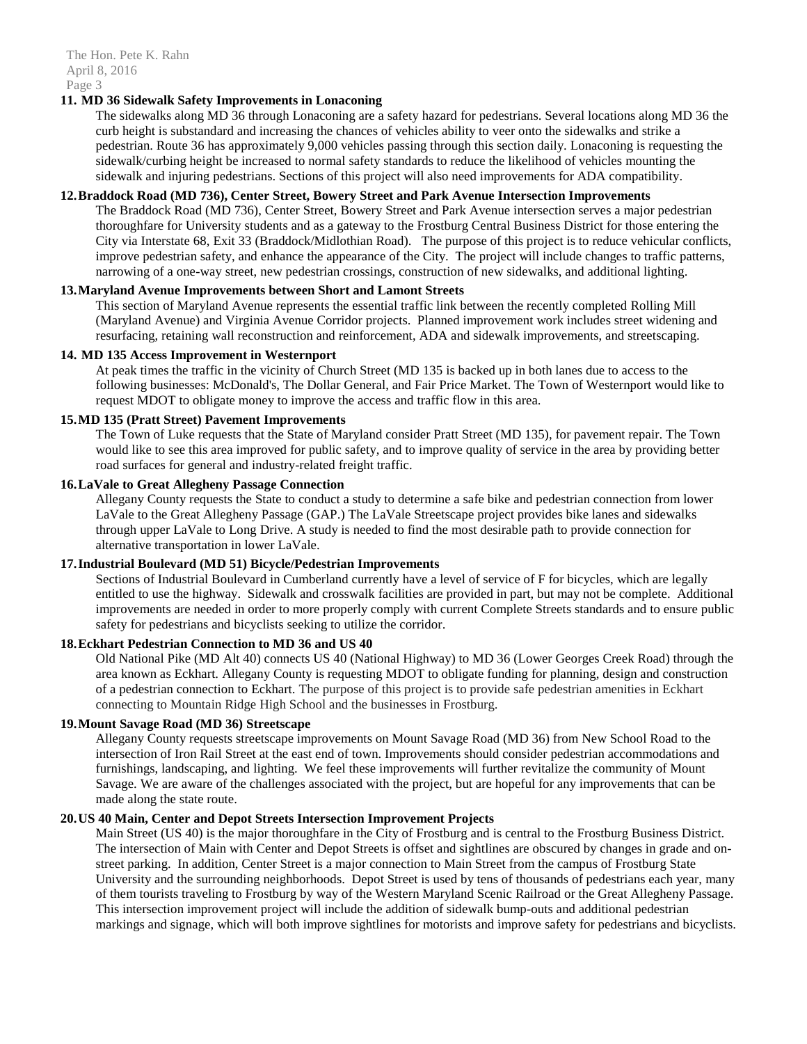**11. MD 36 Sidewalk Safety Improvements in Lonaconing**

The sidewalks along MD 36 through Lonaconing are a safety hazard for pedestrians. Several locations along MD 36 the curb height is substandard and increasing the chances of vehicles ability to veer onto the sidewalks and strike a pedestrian. Route 36 has approximately 9,000 vehicles passing through this section daily. Lonaconing is requesting the sidewalk/curbing height be increased to normal safety standards to reduce the likelihood of vehicles mounting the sidewalk and injuring pedestrians. Sections of this project will also need improvements for ADA compatibility.

**12. Braddock Road (MD 736), Center Street, Bowery Street and Park Avenue Intersection Improvements**

The Braddock Road (MD 736), Center Street, Bowery Street and Park Avenue intersection serves a major pedestrian thoroughfare for University students and as a gateway to the Frostburg Central Business District for those entering the City via Interstate 68, Exit 33 (Braddock/Midlothian Road). The purpose of this project is to reduce vehicular conflicts, improve pedestrian safety, and enhance the appearance of the City. The project will include changes to traffic patterns, narrowing of a one-way street, new pedestrian crossings, construction of new sidewalks, and additional lighting.

**13. Maryland Avenue Improvements between Short and Lamont Streets**

This section of Maryland Avenue represents the essential traffic link between the recently completed Rolling Mill (Maryland Avenue) and Virginia Avenue Corridor projects. Planned improvement work includes street widening and resurfacing, retaining wall reconstruction and reinforcement, ADA and sidewalk improvements, and streetscaping.

**14. MD 135 Access Improvement in Westernport**

At peak times the traffic in the vicinity of Church Street (MD 135 is backed up in both lanes due to access to the following businesses: McDonald's, The Dollar General, and Fair Price Market. The Town of Westernport would like to request MDOT to obligate money to improve the access and traffic flow in this area.

**15. MD 135 (Pratt Street) Pavement Improvements**

The Town of Luke requests that the State of Maryland consider Pratt Street (MD 135), for pavement repair. The Town would like to see this area improved for public safety, and to improve quality of service in the area by providing better road surfaces for general and industry-related freight traffic.

**16. LaVale to Great Allegheny Passage Connection**

Allegany County requests the State to conduct a study to determine a safe bike and pedestrian connection from lower LaVale to the Great Allegheny Passage (GAP.) The LaVale Streetscape project provides bike lanes and sidewalks through upper LaVale to Long Drive. A study is needed to find the most desirable path to provide connection for alternative transportation in lower LaVale.

**17. Industrial Boulevard (MD 51) Bicycle/Pedestrian Improvements**

Sections of Industrial Boulevard in Cumberland currently have a level of service of F for bicycles, which are legally entitled to use the highway. Sidewalk and crosswalk facilities are provided in part, but may not be complete. Additional improvements are needed in order to more properly comply with current Complete Streets standards and to ensure public safety for pedestrians and bicyclists seeking to utilize the corridor.

**18. Eckhart Pedestrian Connection to MD 36 and US 40**

Old National Pike (MD Alt 40) connects US 40 (National Highway) to MD 36 (Lower Georges Creek Road) through the area known as Eckhart. Allegany County is requesting MDOT to obligate funding for planning, design and construction of a pedestrian connection to Eckhart. The purpose of this project is to provide safe pedestrian amenities in Eckhart connecting to Mountain Ridge High School and the businesses in Frostburg.

**19. Mount Savage Road (MD 36) Streetscape**

Allegany County requests streetscape improvements on Mount Savage Road (MD 36) from New School Road to the intersection of Iron Rail Street at the east end of town. Improvements should consider pedestrian accommodations and furnishings, landscaping, and lighting. We feel these improvements will further revitalize the community of Mount Savage. We are aware of the challenges associated with the project, but are hopeful for any improvements that can be made along the state route.

**20. US 40 Main, Center and Depot Streets Intersection Improvement Projects**

Main Street (US 40) is the major thoroughfare in the City of Frostburg and is central to the Frostburg Business District. The intersection of Main with Center and Depot Streets is offset and sightlines are obscured by changes in grade and on-street parking. In addition, Center Street is a major connection to Main Street from the campus of Frostburg State University and the surrounding neighborhoods. Depot Street is used by tens of thousands of pedestrians each year, many of them tourists traveling to Frostburg by way of the Western Maryland Scenic Railroad or the Great Allegheny Passage. This intersection improvement project will include the addition of sidewalk bump-outs and additional pedestrian markings and signage, which will both improve sightlines for motorists and improve safety for pedestrians and bicyclists.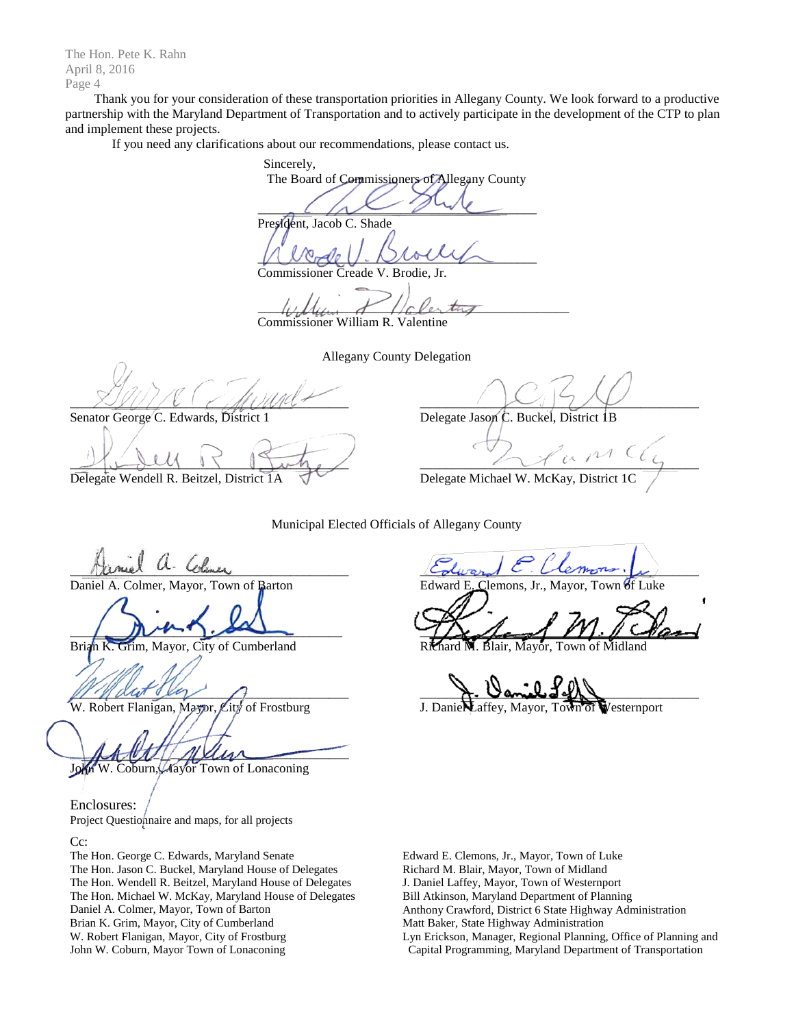Thank you for your consideration of these transportation priorities in Allegany County. We look forward to a productive partnership with the Maryland Department of Transportation and to actively participate in the development of the CTP to plan and implement these projects.

If you need any clarifications about our recommendations, please contact us.

Sincerely,
The Board of Commissioners of Allegany County

President, Jacob C. Shade

Commissioner Creade V. Brodie, Jr.

Commissioner William R. Valentine

Allegany County Delegation

Senator George C. Edwards, District 1

Delegate Jason C. Buckel, District 1B

Delegate Wendell R. Beitzel, District 1A

Delegate Michael W. McKay, District 1C

Municipal Elected Officials of Allegany County

Daniel A. Colmer, Mayor, Town of Barton

Edward E. Clemons, Jr., Mayor, Town of Luke

Brian K. Grim, Mayor, City of Cumberland

Richard M. Blair, Mayor, Town of Midland

W. Robert Flanigan, Mayor, City of Frostburg

J. Daniel Laffey, Mayor, Town of Westernport

John W. Coburn, Mayor Town of Lonaconing

Enclosures:
Project Questionnaire and maps, for all projects

Cc:

The Hon. George C. Edwards, Maryland Senate
The Hon. Jason C. Buckel, Maryland House of Delegates
The Hon. Wendell R. Beitzel, Maryland House of Delegates
The Hon. Michael W. McKay, Maryland House of Delegates
Daniel A. Colmer, Mayor, Town of Barton
Brian K. Grim, Mayor, City of Cumberland
W. Robert Flanigan, Mayor, City of Frostburg
John W. Coburn, Mayor Town of Lonaconing
Edward E. Clemons, Jr., Mayor, Town of Luke
Richard M. Blair, Mayor, Town of Midland
J. Daniel Laffey, Mayor, Town of Westernport
Bill Atkinson, Maryland Department of Planning
Anthony Crawford, District 6 State Highway Administration
Matt Baker, State Highway Administration
Lyn Erickson, Manager, Regional Planning, Office of Planning and Capital Programming, Maryland Department of Transportation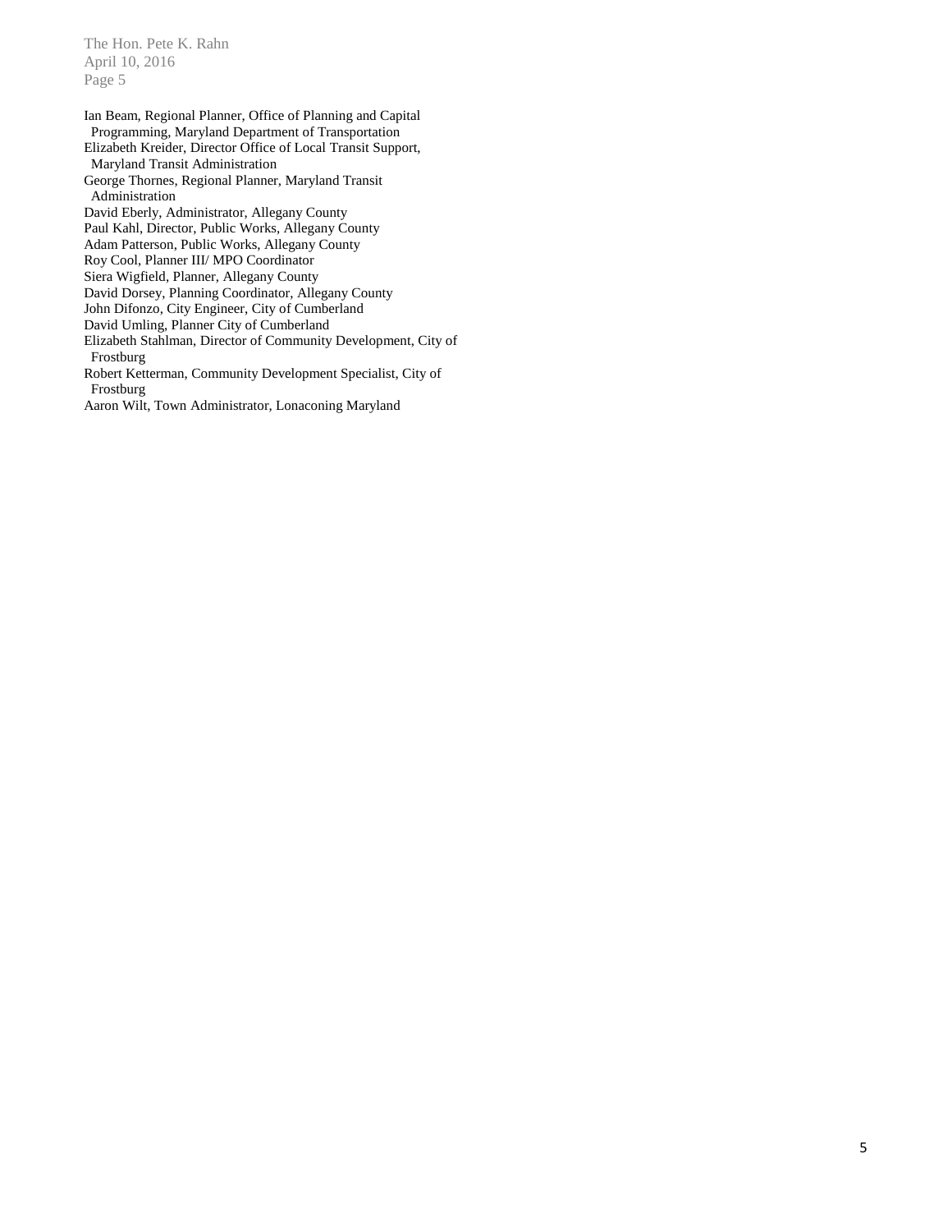Ian Beam, Regional Planner, Office of Planning and Capital Programming, Maryland Department of Transportation
Elizabeth Kreider, Director Office of Local Transit Support, Maryland Transit Administration
George Thornes, Regional Planner, Maryland Transit Administration
David Eberly, Administrator, Allegany County
Paul Kahl, Director, Public Works, Allegany County
Adam Patterson, Public Works, Allegany County
Roy Cool, Planner III/ MPO Coordinator
Siera Wigfield, Planner, Allegany County
David Dorsey, Planning Coordinator, Allegany County
John Difonzo, City Engineer, City of Cumberland
David Umling, Planner City of Cumberland
Elizabeth Stahlman, Director of Community Development, City of Frostburg
Robert Ketterman, Community Development Specialist, City of Frostburg
Aaron Wilt, Town Administrator, Lonaconing Maryland